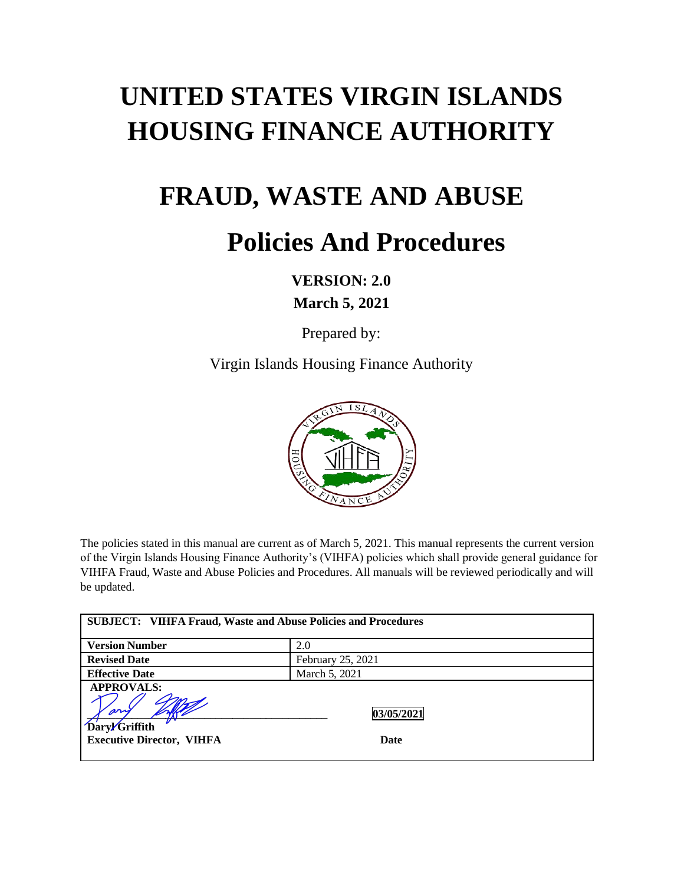# UNITED STATES VIRGIN ISLANDS HOUSING FINANCE AUTHORITY

# FRAUD, WASTE AND ABUSE

## Policies And Procedures

**VERSION: 2.0**

**March 5, 2021**

Prepared by:

Virgin Islands Housing Finance Authority

The policies stated in this manual are current as of March 5, 2021. This manual represents the current version of the Virgin Islands Housing Finance Authority's (VIHFA) policies which shall provide general guidance for VIHFA Fraud, Waste and Abuse Policies and Procedures. All manuals will be reviewed periodically and will be updated.

| **SUBJECT: VIHFA Fraud, Waste and Abuse Policies and Procedures** | |
|---|---|
| **Version Number** | 2.0 |
| **Revised Date** | February 25, 2021 |
| **Effective Date** | March 5, 2021 |
| **APPROVALS:** <br> **Daryl Griffith** <br> **Executive Director, VIHFA** | **03/05/2021** <br> **Date** |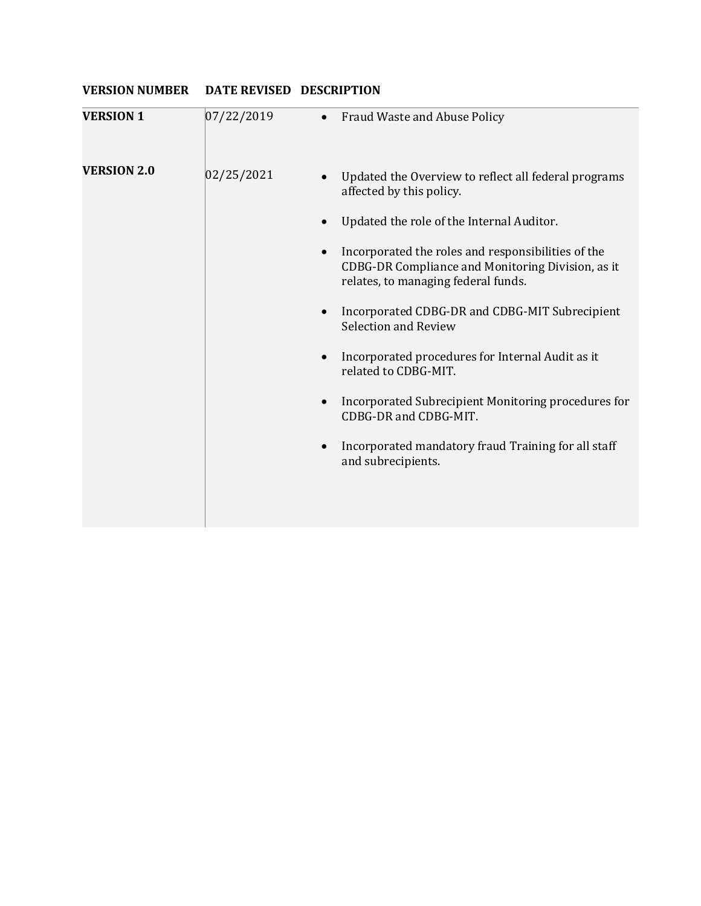| VERSION NUMBER | DATE REVISED | DESCRIPTION |
| --- | --- | --- |
| **VERSION 1** | 07/22/2019 | • Fraud Waste and Abuse Policy |
| **VERSION 2.0** | 02/25/2021 | • Updated the Overview to reflect all federal programs affected by this policy.<br>• Updated the role of the Internal Auditor.<br>• Incorporated the roles and responsibilities of the CDBG-DR Compliance and Monitoring Division, as it relates, to managing federal funds.<br>• Incorporated CDBG-DR and CDBG-MIT Subrecipient Selection and Review<br>• Incorporated procedures for Internal Audit as it related to CDBG-MIT.<br>• Incorporated Subrecipient Monitoring procedures for CDBG-DR and CDBG-MIT.<br>• Incorporated mandatory fraud Training for all staff and subrecipients. |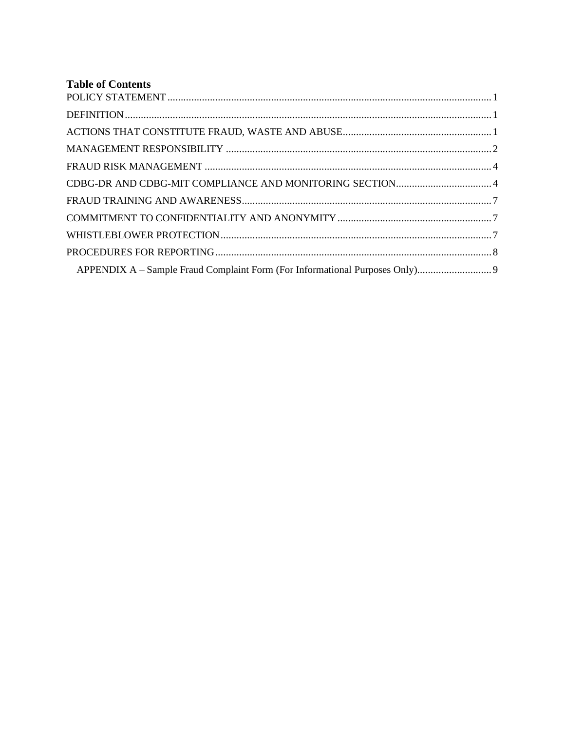**Table of Contents**

POLICY STATEMENT ........................................................................................................................ 1

DEFINITION ........................................................................................................................ 1

ACTIONS THAT CONSTITUTE FRAUD, WASTE AND ABUSE ........................................................ 1

MANAGEMENT RESPONSIBILITY ........................................................................................ 2

FRAUD RISK MANAGEMENT ............................................................................................ 4

CDBG-DR AND CDBG-MIT COMPLIANCE AND MONITORING SECTION .................................... 4

FRAUD TRAINING AND AWARENESS .................................................................................. 7

COMMITMENT TO CONFIDENTIALITY AND ANONYMITY .......................................................... 7

WHISTLEBLOWER PROTECTION ........................................................................................ 7

PROCEDURES FOR REPORTING ........................................................................................ 8

APPENDIX A – Sample Fraud Complaint Form (For Informational Purposes Only) ............................ 9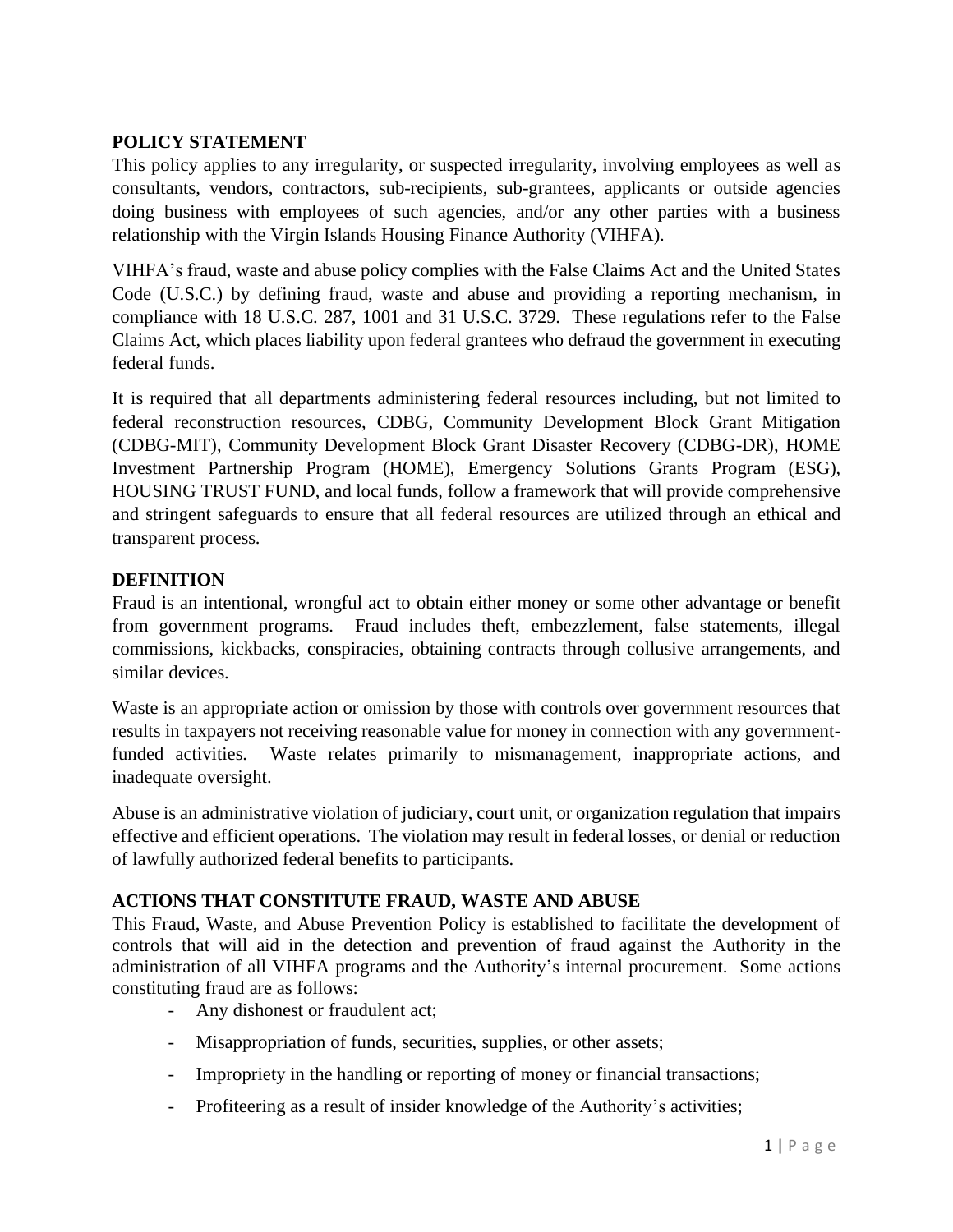## POLICY STATEMENT

This policy applies to any irregularity, or suspected irregularity, involving employees as well as consultants, vendors, contractors, sub-recipients, sub-grantees, applicants or outside agencies doing business with employees of such agencies, and/or any other parties with a business relationship with the Virgin Islands Housing Finance Authority (VIHFA).

VIHFA's fraud, waste and abuse policy complies with the False Claims Act and the United States Code (U.S.C.) by defining fraud, waste and abuse and providing a reporting mechanism, in compliance with 18 U.S.C. 287, 1001 and 31 U.S.C. 3729. These regulations refer to the False Claims Act, which places liability upon federal grantees who defraud the government in executing federal funds.

It is required that all departments administering federal resources including, but not limited to federal reconstruction resources, CDBG, Community Development Block Grant Mitigation (CDBG-MIT), Community Development Block Grant Disaster Recovery (CDBG-DR), HOME Investment Partnership Program (HOME), Emergency Solutions Grants Program (ESG), HOUSING TRUST FUND, and local funds, follow a framework that will provide comprehensive and stringent safeguards to ensure that all federal resources are utilized through an ethical and transparent process.

## DEFINITION

Fraud is an intentional, wrongful act to obtain either money or some other advantage or benefit from government programs. Fraud includes theft, embezzlement, false statements, illegal commissions, kickbacks, conspiracies, obtaining contracts through collusive arrangements, and similar devices.

Waste is an appropriate action or omission by those with controls over government resources that results in taxpayers not receiving reasonable value for money in connection with any government-funded activities. Waste relates primarily to mismanagement, inappropriate actions, and inadequate oversight.

Abuse is an administrative violation of judiciary, court unit, or organization regulation that impairs effective and efficient operations. The violation may result in federal losses, or denial or reduction of lawfully authorized federal benefits to participants.

## ACTIONS THAT CONSTITUTE FRAUD, WASTE AND ABUSE

This Fraud, Waste, and Abuse Prevention Policy is established to facilitate the development of controls that will aid in the detection and prevention of fraud against the Authority in the administration of all VIHFA programs and the Authority's internal procurement. Some actions constituting fraud are as follows:

- Any dishonest or fraudulent act;
- Misappropriation of funds, securities, supplies, or other assets;
- Impropriety in the handling or reporting of money or financial transactions;
- Profiteering as a result of insider knowledge of the Authority's activities;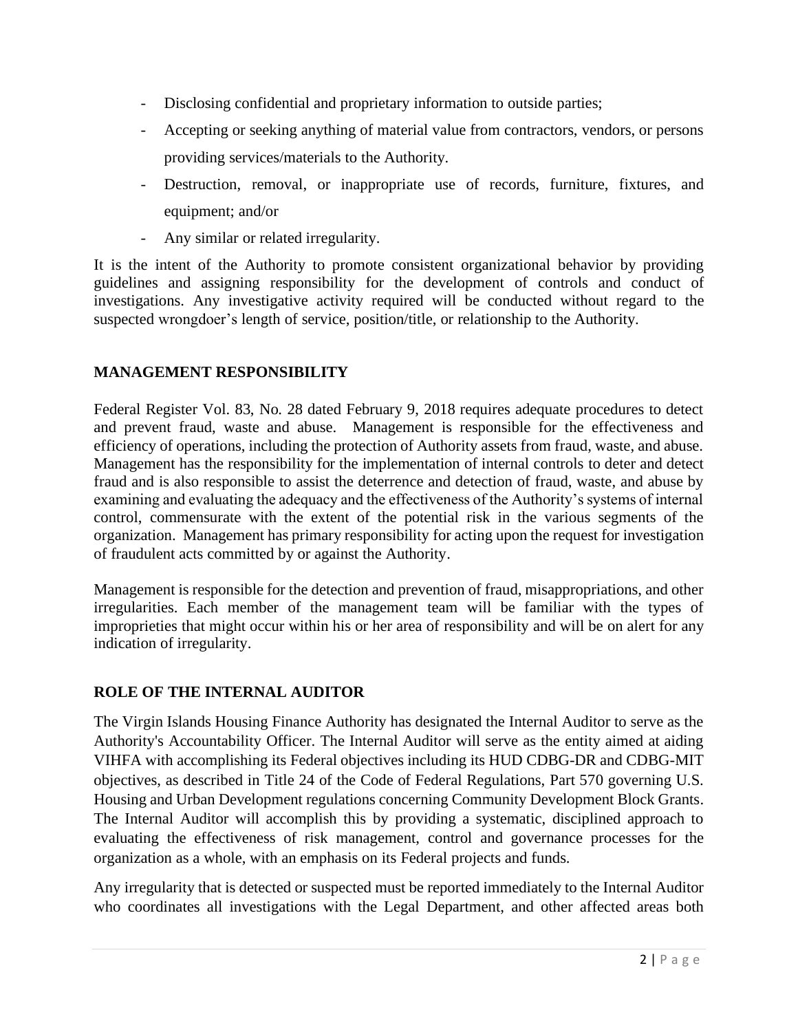- Disclosing confidential and proprietary information to outside parties;
- Accepting or seeking anything of material value from contractors, vendors, or persons providing services/materials to the Authority.
- Destruction, removal, or inappropriate use of records, furniture, fixtures, and equipment; and/or
- Any similar or related irregularity.

It is the intent of the Authority to promote consistent organizational behavior by providing guidelines and assigning responsibility for the development of controls and conduct of investigations. Any investigative activity required will be conducted without regard to the suspected wrongdoer's length of service, position/title, or relationship to the Authority.

## MANAGEMENT RESPONSIBILITY

Federal Register Vol. 83, No. 28 dated February 9, 2018 requires adequate procedures to detect and prevent fraud, waste and abuse. Management is responsible for the effectiveness and efficiency of operations, including the protection of Authority assets from fraud, waste, and abuse. Management has the responsibility for the implementation of internal controls to deter and detect fraud and is also responsible to assist the deterrence and detection of fraud, waste, and abuse by examining and evaluating the adequacy and the effectiveness of the Authority's systems of internal control, commensurate with the extent of the potential risk in the various segments of the organization. Management has primary responsibility for acting upon the request for investigation of fraudulent acts committed by or against the Authority.

Management is responsible for the detection and prevention of fraud, misappropriations, and other irregularities. Each member of the management team will be familiar with the types of improprieties that might occur within his or her area of responsibility and will be on alert for any indication of irregularity.

## ROLE OF THE INTERNAL AUDITOR

The Virgin Islands Housing Finance Authority has designated the Internal Auditor to serve as the Authority's Accountability Officer. The Internal Auditor will serve as the entity aimed at aiding VIHFA with accomplishing its Federal objectives including its HUD CDBG-DR and CDBG-MIT objectives, as described in Title 24 of the Code of Federal Regulations, Part 570 governing U.S. Housing and Urban Development regulations concerning Community Development Block Grants. The Internal Auditor will accomplish this by providing a systematic, disciplined approach to evaluating the effectiveness of risk management, control and governance processes for the organization as a whole, with an emphasis on its Federal projects and funds.

Any irregularity that is detected or suspected must be reported immediately to the Internal Auditor who coordinates all investigations with the Legal Department, and other affected areas both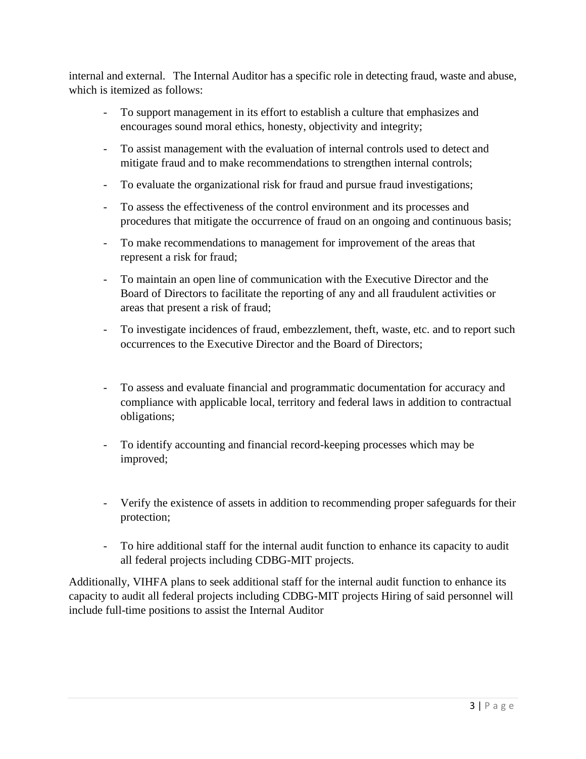internal and external. The Internal Auditor has a specific role in detecting fraud, waste and abuse, which is itemized as follows:

- To support management in its effort to establish a culture that emphasizes and encourages sound moral ethics, honesty, objectivity and integrity;
- To assist management with the evaluation of internal controls used to detect and mitigate fraud and to make recommendations to strengthen internal controls;
- To evaluate the organizational risk for fraud and pursue fraud investigations;
- To assess the effectiveness of the control environment and its processes and procedures that mitigate the occurrence of fraud on an ongoing and continuous basis;
- To make recommendations to management for improvement of the areas that represent a risk for fraud;
- To maintain an open line of communication with the Executive Director and the Board of Directors to facilitate the reporting of any and all fraudulent activities or areas that present a risk of fraud;
- To investigate incidences of fraud, embezzlement, theft, waste, etc. and to report such occurrences to the Executive Director and the Board of Directors;
- To assess and evaluate financial and programmatic documentation for accuracy and compliance with applicable local, territory and federal laws in addition to contractual obligations;
- To identify accounting and financial record-keeping processes which may be improved;
- Verify the existence of assets in addition to recommending proper safeguards for their protection;
- To hire additional staff for the internal audit function to enhance its capacity to audit all federal projects including CDBG-MIT projects.

Additionally, VIHFA plans to seek additional staff for the internal audit function to enhance its capacity to audit all federal projects including CDBG-MIT projects Hiring of said personnel will include full-time positions to assist the Internal Auditor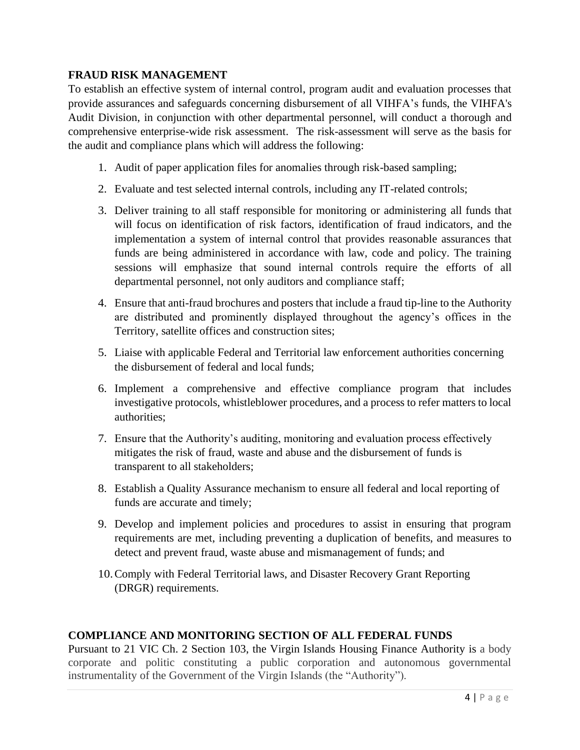**FRAUD RISK MANAGEMENT**

To establish an effective system of internal control, program audit and evaluation processes that provide assurances and safeguards concerning disbursement of all VIHFA's funds, the VIHFA's Audit Division, in conjunction with other departmental personnel, will conduct a thorough and comprehensive enterprise-wide risk assessment. The risk-assessment will serve as the basis for the audit and compliance plans which will address the following:

1. Audit of paper application files for anomalies through risk-based sampling;
2. Evaluate and test selected internal controls, including any IT-related controls;
3. Deliver training to all staff responsible for monitoring or administering all funds that will focus on identification of risk factors, identification of fraud indicators, and the implementation a system of internal control that provides reasonable assurances that funds are being administered in accordance with law, code and policy. The training sessions will emphasize that sound internal controls require the efforts of all departmental personnel, not only auditors and compliance staff;
4. Ensure that anti-fraud brochures and posters that include a fraud tip-line to the Authority are distributed and prominently displayed throughout the agency's offices in the Territory, satellite offices and construction sites;
5. Liaise with applicable Federal and Territorial law enforcement authorities concerning the disbursement of federal and local funds;
6. Implement a comprehensive and effective compliance program that includes investigative protocols, whistleblower procedures, and a process to refer matters to local authorities;
7. Ensure that the Authority's auditing, monitoring and evaluation process effectively mitigates the risk of fraud, waste and abuse and the disbursement of funds is transparent to all stakeholders;
8. Establish a Quality Assurance mechanism to ensure all federal and local reporting of funds are accurate and timely;
9. Develop and implement policies and procedures to assist in ensuring that program requirements are met, including preventing a duplication of benefits, and measures to detect and prevent fraud, waste abuse and mismanagement of funds; and
10. Comply with Federal Territorial laws, and Disaster Recovery Grant Reporting (DRGR) requirements.

**COMPLIANCE AND MONITORING SECTION OF ALL FEDERAL FUNDS**

Pursuant to 21 VIC Ch. 2 Section 103, the Virgin Islands Housing Finance Authority is a body corporate and politic constituting a public corporation and autonomous governmental instrumentality of the Government of the Virgin Islands (the "Authority").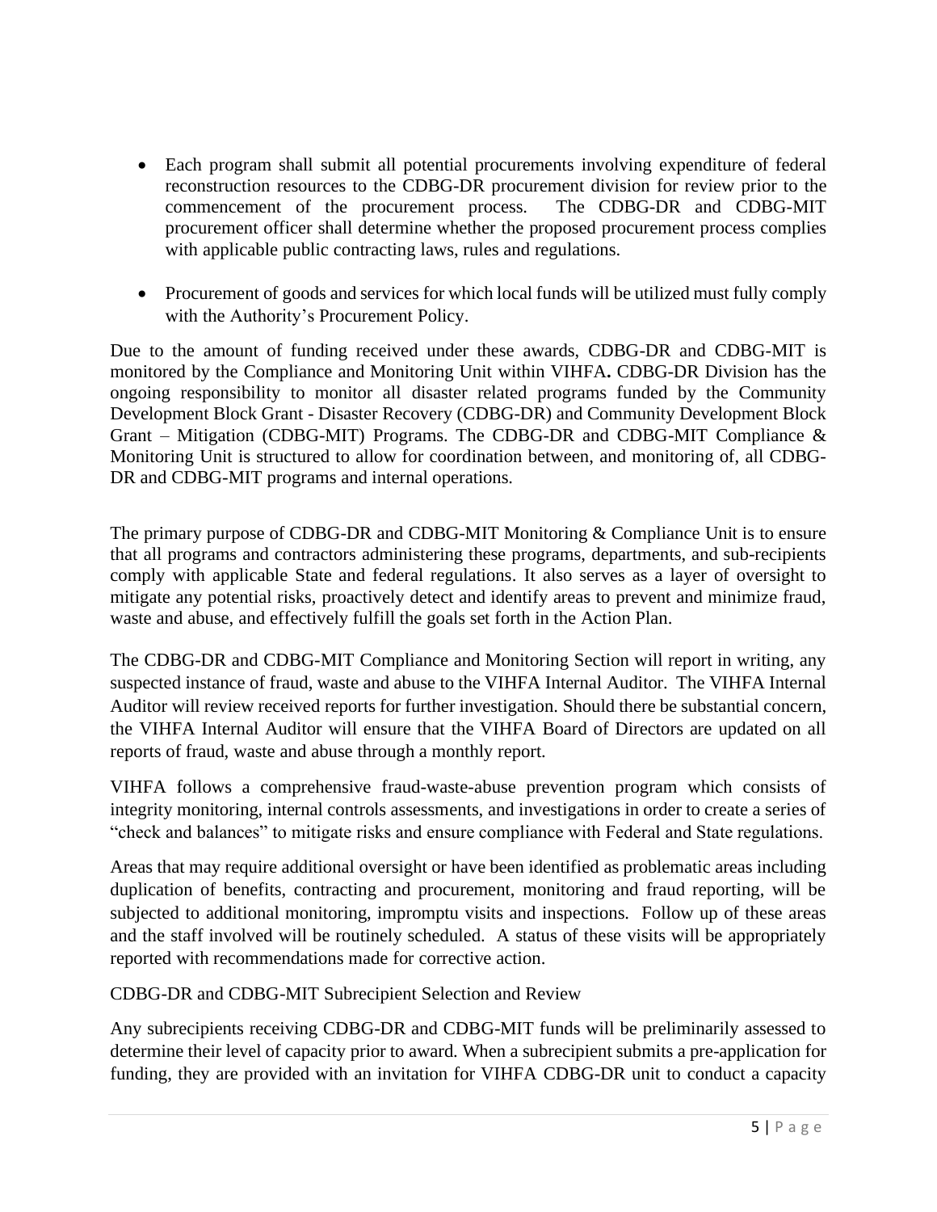- Each program shall submit all potential procurements involving expenditure of federal reconstruction resources to the CDBG-DR procurement division for review prior to the commencement of the procurement process. The CDBG-DR and CDBG-MIT procurement officer shall determine whether the proposed procurement process complies with applicable public contracting laws, rules and regulations.

- Procurement of goods and services for which local funds will be utilized must fully comply with the Authority's Procurement Policy.

Due to the amount of funding received under these awards, CDBG-DR and CDBG-MIT is monitored by the Compliance and Monitoring Unit within VIHFA**.** CDBG-DR Division has the ongoing responsibility to monitor all disaster related programs funded by the Community Development Block Grant - Disaster Recovery (CDBG-DR) and Community Development Block Grant – Mitigation (CDBG-MIT) Programs. The CDBG-DR and CDBG-MIT Compliance & Monitoring Unit is structured to allow for coordination between, and monitoring of, all CDBG-DR and CDBG-MIT programs and internal operations.

The primary purpose of CDBG-DR and CDBG-MIT Monitoring & Compliance Unit is to ensure that all programs and contractors administering these programs, departments, and sub-recipients comply with applicable State and federal regulations. It also serves as a layer of oversight to mitigate any potential risks, proactively detect and identify areas to prevent and minimize fraud, waste and abuse, and effectively fulfill the goals set forth in the Action Plan.

The CDBG-DR and CDBG-MIT Compliance and Monitoring Section will report in writing, any suspected instance of fraud, waste and abuse to the VIHFA Internal Auditor. The VIHFA Internal Auditor will review received reports for further investigation. Should there be substantial concern, the VIHFA Internal Auditor will ensure that the VIHFA Board of Directors are updated on all reports of fraud, waste and abuse through a monthly report.

VIHFA follows a comprehensive fraud-waste-abuse prevention program which consists of integrity monitoring, internal controls assessments, and investigations in order to create a series of "check and balances" to mitigate risks and ensure compliance with Federal and State regulations.

Areas that may require additional oversight or have been identified as problematic areas including duplication of benefits, contracting and procurement, monitoring and fraud reporting, will be subjected to additional monitoring, impromptu visits and inspections. Follow up of these areas and the staff involved will be routinely scheduled. A status of these visits will be appropriately reported with recommendations made for corrective action.

CDBG-DR and CDBG-MIT Subrecipient Selection and Review

Any subrecipients receiving CDBG-DR and CDBG-MIT funds will be preliminarily assessed to determine their level of capacity prior to award. When a subrecipient submits a pre-application for funding, they are provided with an invitation for VIHFA CDBG-DR unit to conduct a capacity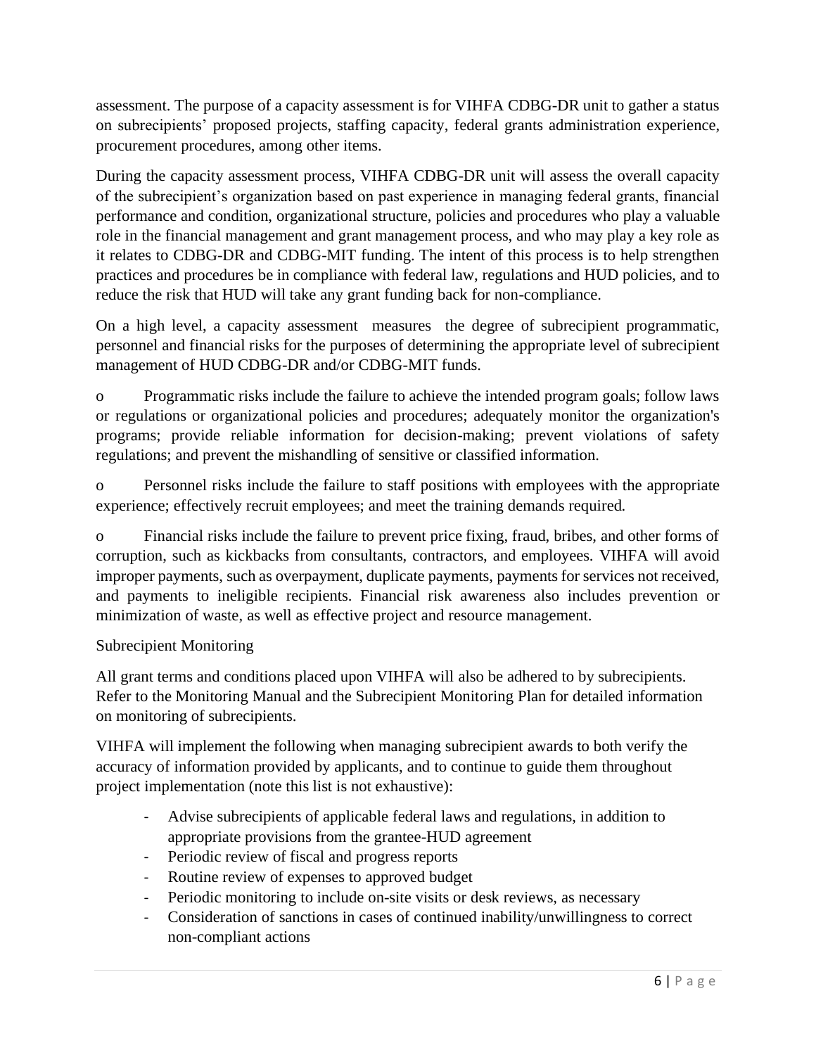assessment. The purpose of a capacity assessment is for VIHFA CDBG-DR unit to gather a status on subrecipients' proposed projects, staffing capacity, federal grants administration experience, procurement procedures, among other items.

During the capacity assessment process, VIHFA CDBG-DR unit will assess the overall capacity of the subrecipient's organization based on past experience in managing federal grants, financial performance and condition, organizational structure, policies and procedures who play a valuable role in the financial management and grant management process, and who may play a key role as it relates to CDBG-DR and CDBG-MIT funding. The intent of this process is to help strengthen practices and procedures be in compliance with federal law, regulations and HUD policies, and to reduce the risk that HUD will take any grant funding back for non-compliance.

On a high level, a capacity assessment measures the degree of subrecipient programmatic, personnel and financial risks for the purposes of determining the appropriate level of subrecipient management of HUD CDBG-DR and/or CDBG-MIT funds.

- Programmatic risks include the failure to achieve the intended program goals; follow laws or regulations or organizational policies and procedures; adequately monitor the organization's programs; provide reliable information for decision-making; prevent violations of safety regulations; and prevent the mishandling of sensitive or classified information.
- Personnel risks include the failure to staff positions with employees with the appropriate experience; effectively recruit employees; and meet the training demands required.
- Financial risks include the failure to prevent price fixing, fraud, bribes, and other forms of corruption, such as kickbacks from consultants, contractors, and employees. VIHFA will avoid improper payments, such as overpayment, duplicate payments, payments for services not received, and payments to ineligible recipients. Financial risk awareness also includes prevention or minimization of waste, as well as effective project and resource management.

Subrecipient Monitoring

All grant terms and conditions placed upon VIHFA will also be adhered to by subrecipients. Refer to the Monitoring Manual and the Subrecipient Monitoring Plan for detailed information on monitoring of subrecipients.

VIHFA will implement the following when managing subrecipient awards to both verify the accuracy of information provided by applicants, and to continue to guide them throughout project implementation (note this list is not exhaustive):

- Advise subrecipients of applicable federal laws and regulations, in addition to appropriate provisions from the grantee-HUD agreement
- Periodic review of fiscal and progress reports
- Routine review of expenses to approved budget
- Periodic monitoring to include on-site visits or desk reviews, as necessary
- Consideration of sanctions in cases of continued inability/unwillingness to correct non-compliant actions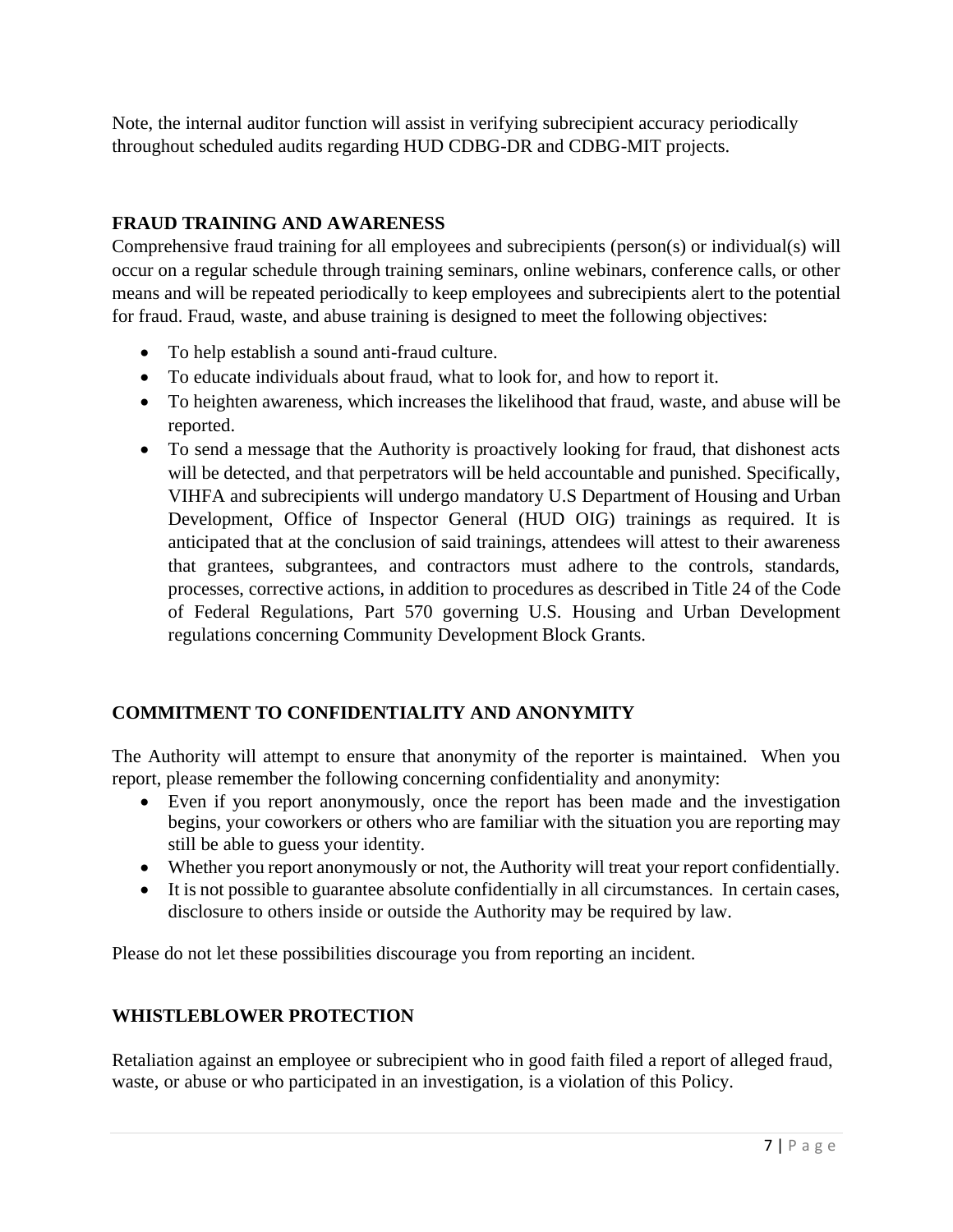Note, the internal auditor function will assist in verifying subrecipient accuracy periodically throughout scheduled audits regarding HUD CDBG-DR and CDBG-MIT projects.

## FRAUD TRAINING AND AWARENESS

Comprehensive fraud training for all employees and subrecipients (person(s) or individual(s) will occur on a regular schedule through training seminars, online webinars, conference calls, or other means and will be repeated periodically to keep employees and subrecipients alert to the potential for fraud. Fraud, waste, and abuse training is designed to meet the following objectives:

- To help establish a sound anti-fraud culture.
- To educate individuals about fraud, what to look for, and how to report it.
- To heighten awareness, which increases the likelihood that fraud, waste, and abuse will be reported.
- To send a message that the Authority is proactively looking for fraud, that dishonest acts will be detected, and that perpetrators will be held accountable and punished. Specifically, VIHFA and subrecipients will undergo mandatory U.S Department of Housing and Urban Development, Office of Inspector General (HUD OIG) trainings as required. It is anticipated that at the conclusion of said trainings, attendees will attest to their awareness that grantees, subgrantees, and contractors must adhere to the controls, standards, processes, corrective actions, in addition to procedures as described in Title 24 of the Code of Federal Regulations, Part 570 governing U.S. Housing and Urban Development regulations concerning Community Development Block Grants.

## COMMITMENT TO CONFIDENTIALITY AND ANONYMITY

The Authority will attempt to ensure that anonymity of the reporter is maintained. When you report, please remember the following concerning confidentiality and anonymity:

- Even if you report anonymously, once the report has been made and the investigation begins, your coworkers or others who are familiar with the situation you are reporting may still be able to guess your identity.
- Whether you report anonymously or not, the Authority will treat your report confidentially.
- It is not possible to guarantee absolute confidentially in all circumstances. In certain cases, disclosure to others inside or outside the Authority may be required by law.

Please do not let these possibilities discourage you from reporting an incident.

## WHISTLEBLOWER PROTECTION

Retaliation against an employee or subrecipient who in good faith filed a report of alleged fraud, waste, or abuse or who participated in an investigation, is a violation of this Policy.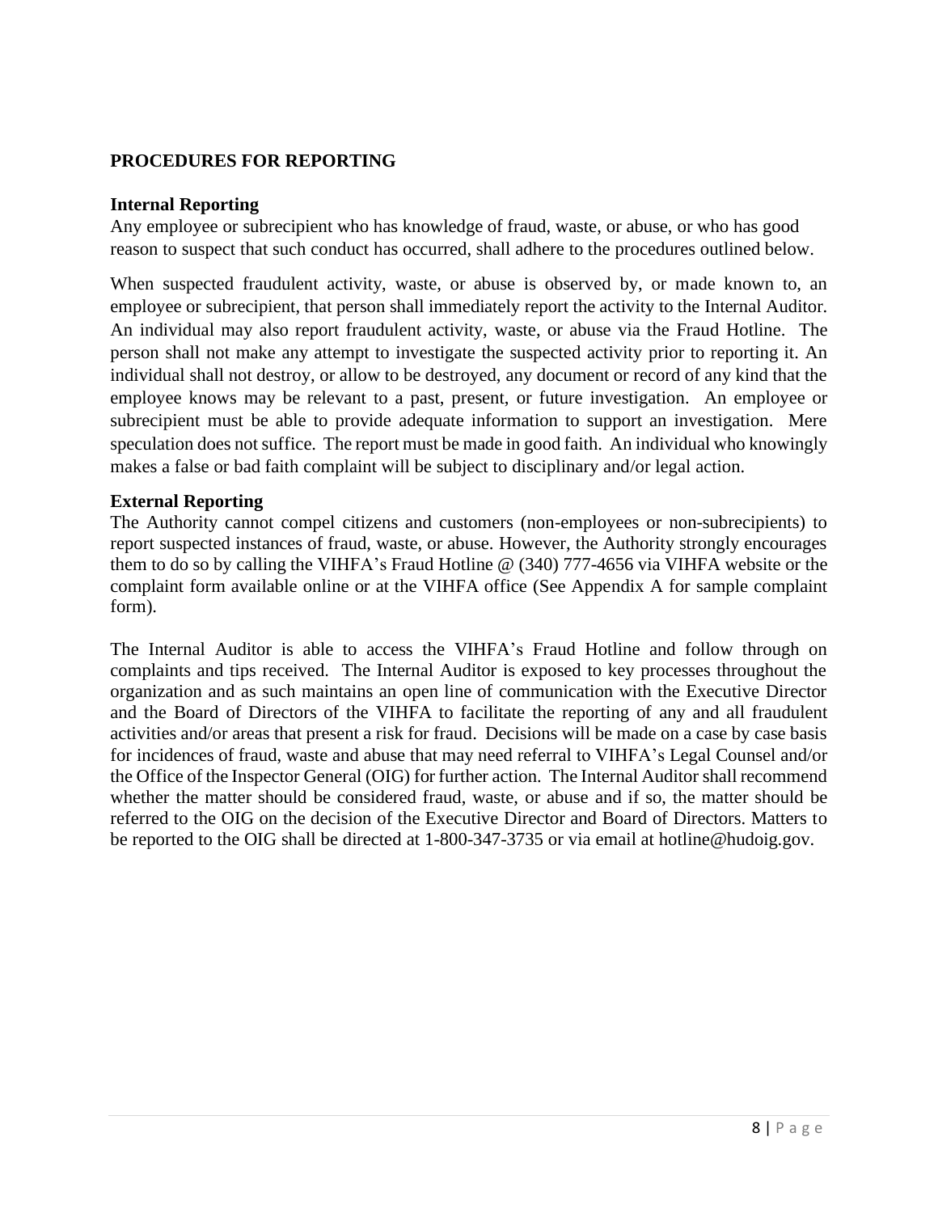## PROCEDURES FOR REPORTING

### Internal Reporting

Any employee or subrecipient who has knowledge of fraud, waste, or abuse, or who has good reason to suspect that such conduct has occurred, shall adhere to the procedures outlined below.

When suspected fraudulent activity, waste, or abuse is observed by, or made known to, an employee or subrecipient, that person shall immediately report the activity to the Internal Auditor. An individual may also report fraudulent activity, waste, or abuse via the Fraud Hotline. The person shall not make any attempt to investigate the suspected activity prior to reporting it. An individual shall not destroy, or allow to be destroyed, any document or record of any kind that the employee knows may be relevant to a past, present, or future investigation. An employee or subrecipient must be able to provide adequate information to support an investigation. Mere speculation does not suffice. The report must be made in good faith. An individual who knowingly makes a false or bad faith complaint will be subject to disciplinary and/or legal action.

### External Reporting

The Authority cannot compel citizens and customers (non-employees or non-subrecipients) to report suspected instances of fraud, waste, or abuse. However, the Authority strongly encourages them to do so by calling the VIHFA's Fraud Hotline @ (340) 777-4656 via VIHFA website or the complaint form available online or at the VIHFA office (See Appendix A for sample complaint form).

The Internal Auditor is able to access the VIHFA's Fraud Hotline and follow through on complaints and tips received. The Internal Auditor is exposed to key processes throughout the organization and as such maintains an open line of communication with the Executive Director and the Board of Directors of the VIHFA to facilitate the reporting of any and all fraudulent activities and/or areas that present a risk for fraud. Decisions will be made on a case by case basis for incidences of fraud, waste and abuse that may need referral to VIHFA's Legal Counsel and/or the Office of the Inspector General (OIG) for further action. The Internal Auditor shall recommend whether the matter should be considered fraud, waste, or abuse and if so, the matter should be referred to the OIG on the decision of the Executive Director and Board of Directors. Matters to be reported to the OIG shall be directed at 1-800-347-3735 or via email at hotline@hudoig.gov.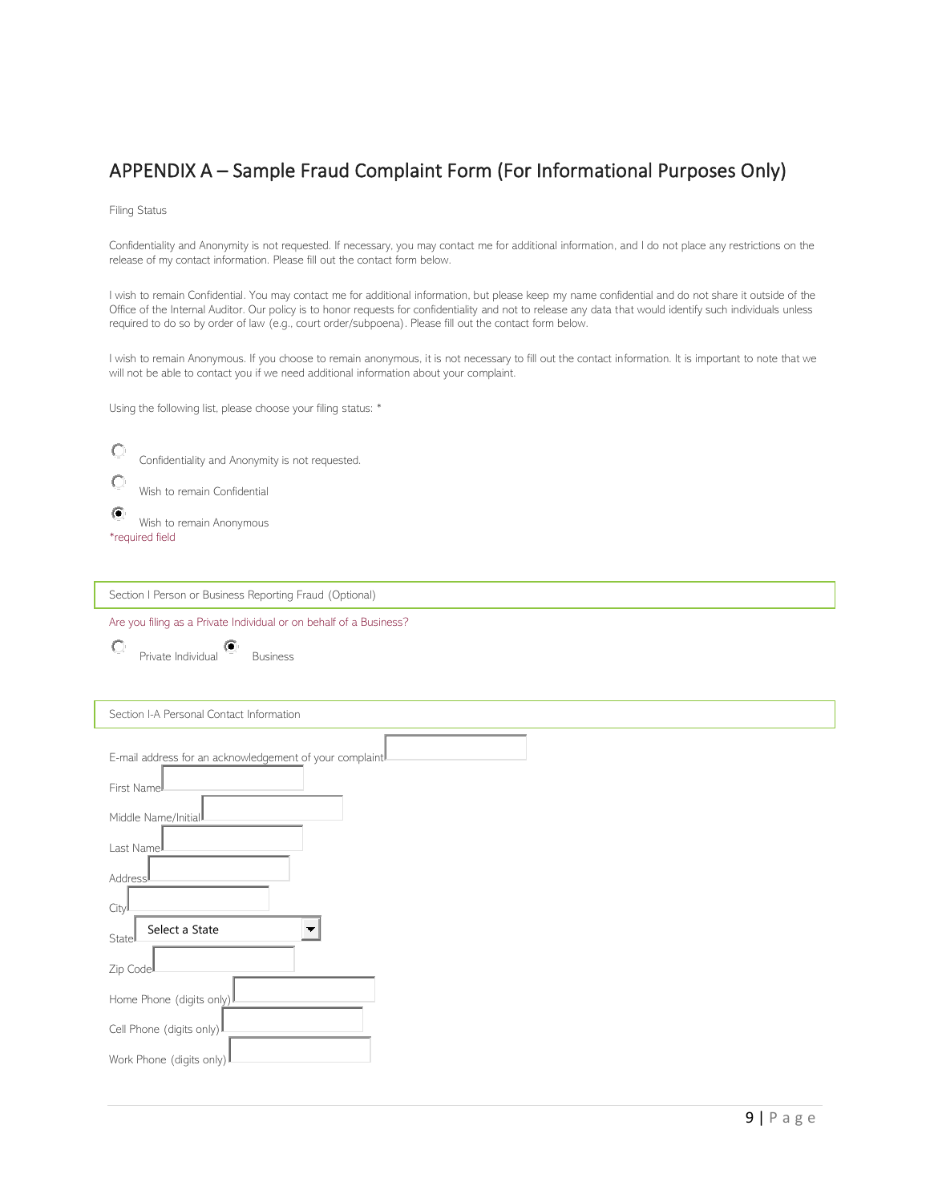# APPENDIX A – Sample Fraud Complaint Form (For Informational Purposes Only)

Filing Status

Confidentiality and Anonymity is not requested. If necessary, you may contact me for additional information, and I do not place any restrictions on the release of my contact information. Please fill out the contact form below.

I wish to remain Confidential. You may contact me for additional information, but please keep my name confidential and do not share it outside of the Office of the Internal Auditor. Our policy is to honor requests for confidentiality and not to release any data that would identify such individuals unless required to do so by order of law (e.g., court order/subpoena). Please fill out the contact form below.

I wish to remain Anonymous. If you choose to remain anonymous, it is not necessary to fill out the contact information. It is important to note that we will not be able to contact you if we need additional information about your complaint.

Using the following list, please choose your filing status: *

- ○ Confidentiality and Anonymity is not requested.
- ○ Wish to remain Confidential
- ◉ Wish to remain Anonymous

*required field

## Section I Person or Business Reporting Fraud (Optional)

Are you filing as a Private Individual or on behalf of a Business?

○ Private Individual ◉ Business

## Section I-A Personal Contact Information

E-mail address for an acknowledgement of your complaint

First Name

Middle Name/Initial

Last Name

Address

City

State Select a State

Zip Code

Home Phone (digits only)

Cell Phone (digits only)

Work Phone (digits only)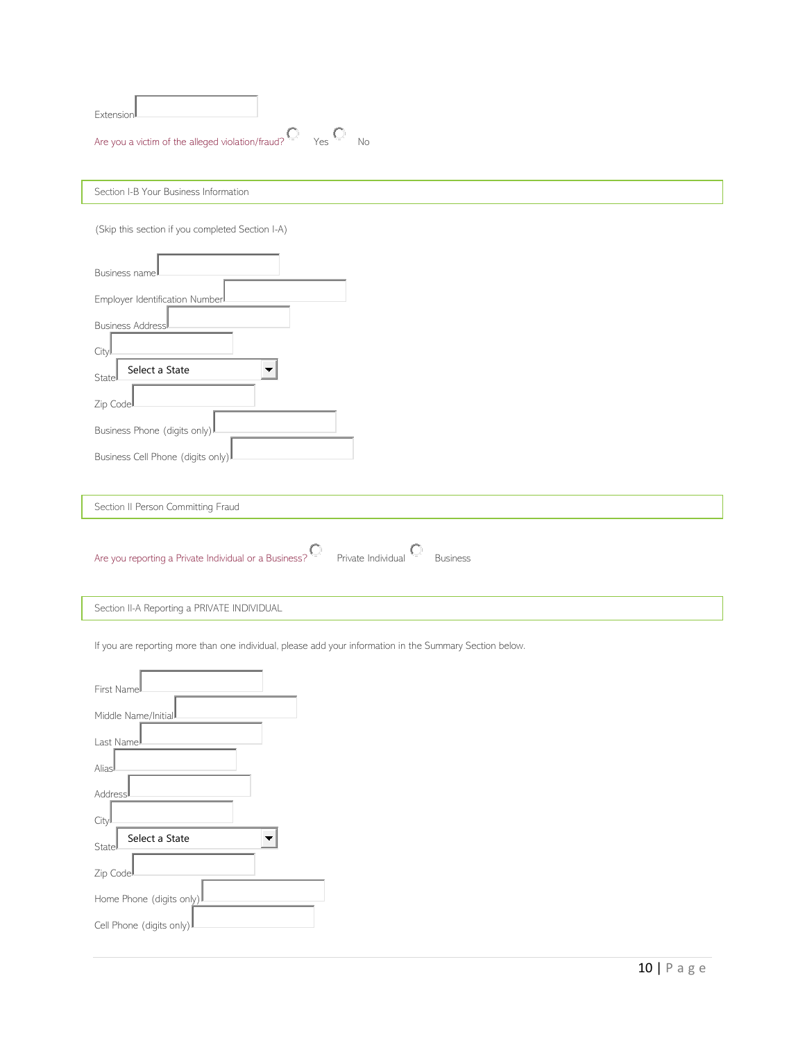Extension

Are you a victim of the alleged violation/fraud? ○ Yes ○ No

## Section I-B Your Business Information

(Skip this section if you completed Section I-A)

Business name

Employer Identification Number

Business Address

City

State Select a State

Zip Code

Business Phone (digits only)

Business Cell Phone (digits only)

## Section II Person Committing Fraud

Are you reporting a Private Individual or a Business? ○ Private Individual ○ Business

## Section II-A Reporting a PRIVATE INDIVIDUAL

If you are reporting more than one individual, please add your information in the Summary Section below.

First Name

Middle Name/Initial

Last Name

Alias

Address

City

State Select a State

Zip Code

Home Phone (digits only)

Cell Phone (digits only)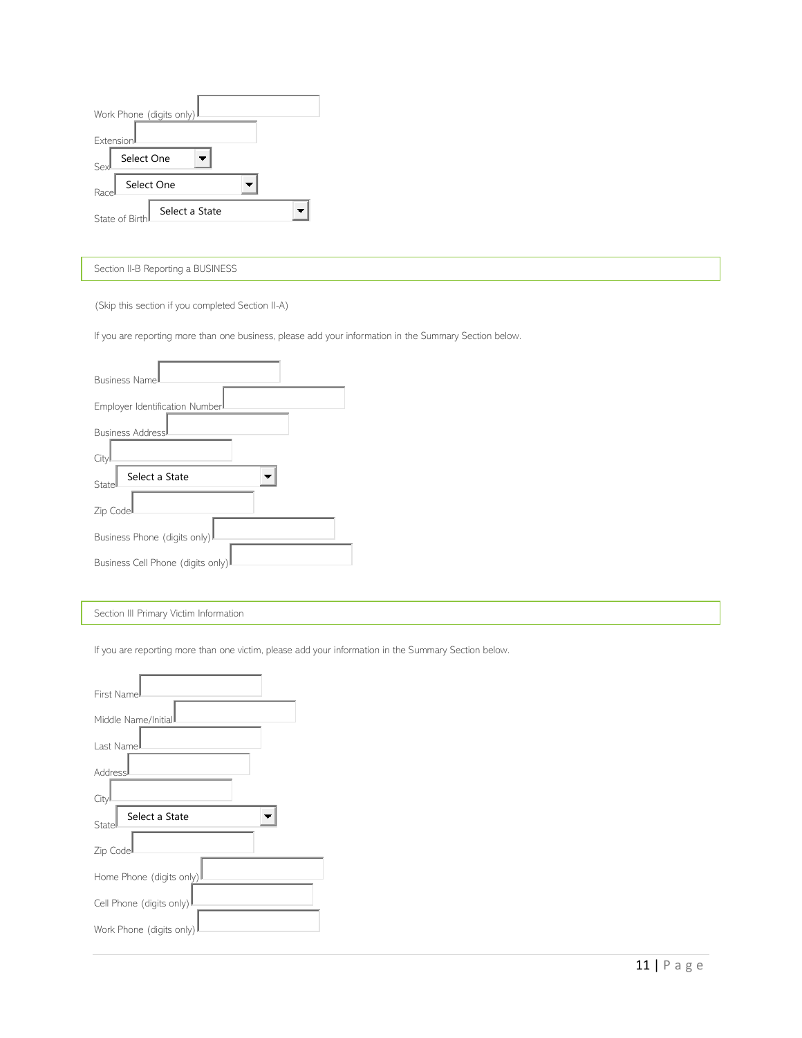Work Phone (digits only)

Extension

Sex Select One

Race Select One

State of Birth Select a State

## Section II-B Reporting a BUSINESS

(Skip this section if you completed Section II-A)

If you are reporting more than one business, please add your information in the Summary Section below.

Business Name

Employer Identification Number

Business Address

City

State Select a State

Zip Code

Business Phone (digits only)

Business Cell Phone (digits only)

## Section III Primary Victim Information

If you are reporting more than one victim, please add your information in the Summary Section below.

First Name

Middle Name/Initial

Last Name

Address

City

State Select a State

Zip Code

Home Phone (digits only)

Cell Phone (digits only)

Work Phone (digits only)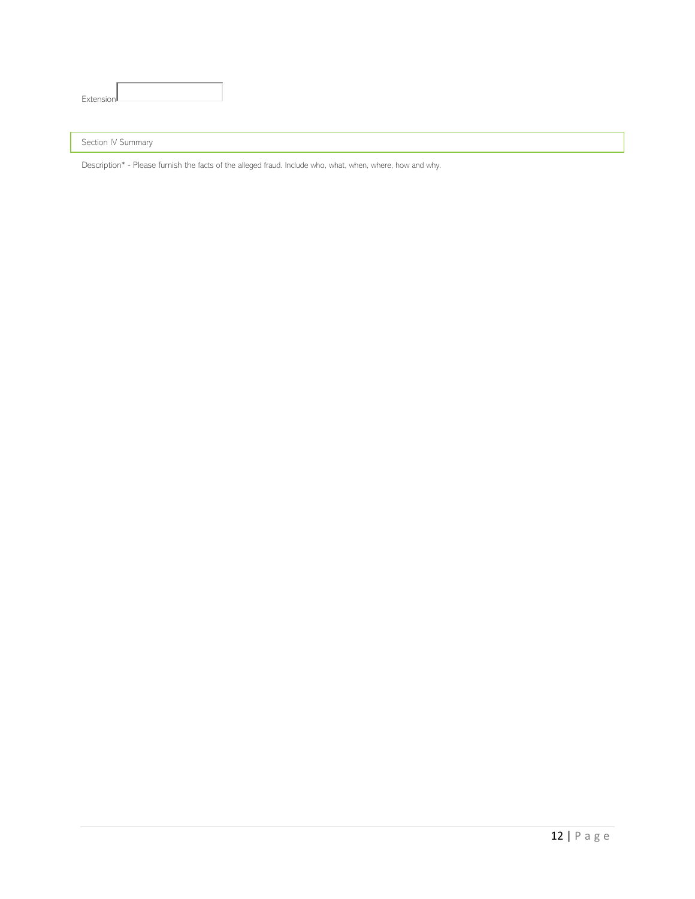Extension

## Section IV Summary

Description* - Please furnish the facts of the alleged fraud. Include who, what, when, where, how and why.